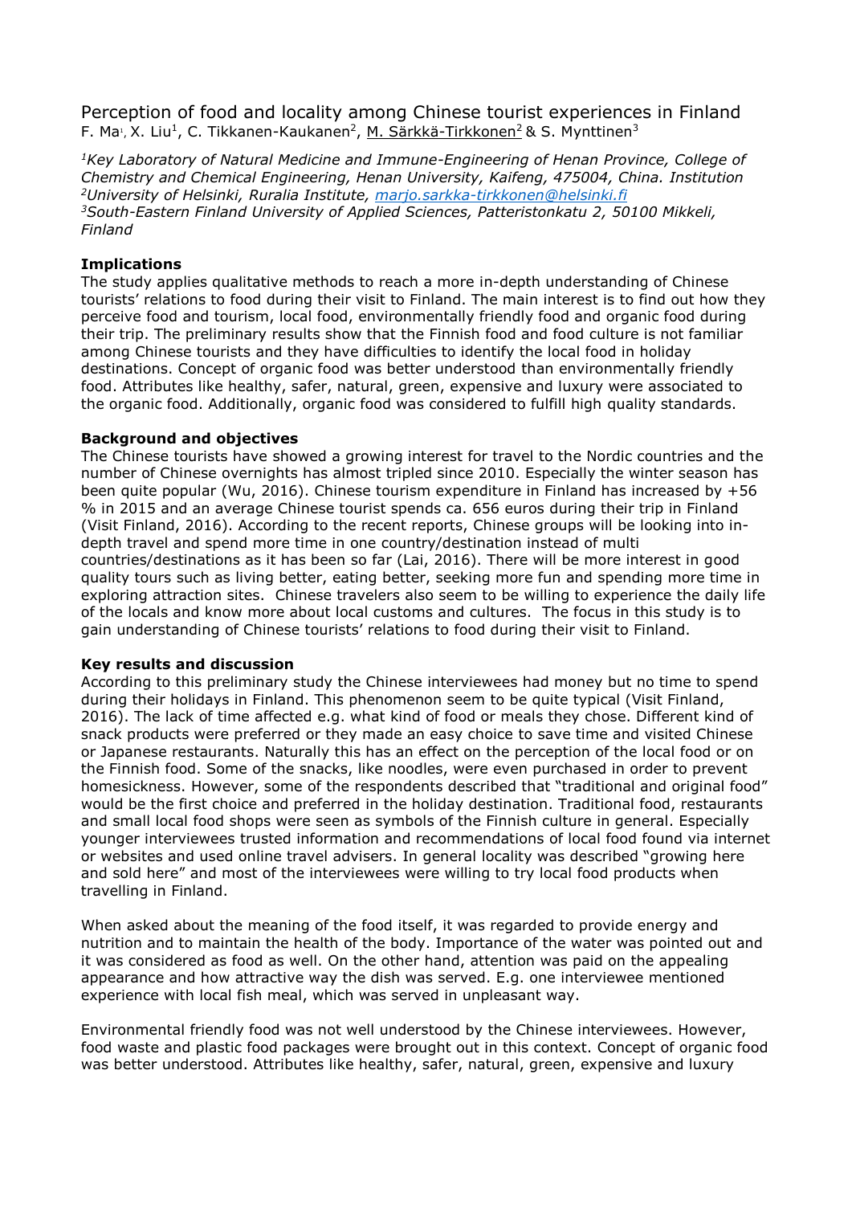# Perception of food and locality among Chinese tourist experiences in Finland

F. Ma[1], X. Liu[1], C. Tikkanen-Kaukanen[2], M. Särkkä-Tirkkonen[2] & S. Mynttinen[3]

*[1]Key Laboratory of Natural Medicine and Immune-Engineering of Henan Province, College of Chemistry and Chemical Engineering, Henan University, Kaifeng, 475004, China. Institution*
*[2]University of Helsinki, Ruralia Institute, marjo.sarkka-tirkkonen@helsinki.fi*
*[3]South-Eastern Finland University of Applied Sciences, Patteristonkatu 2, 50100 Mikkeli, Finland*

**Implications**

The study applies qualitative methods to reach a more in-depth understanding of Chinese tourists' relations to food during their visit to Finland. The main interest is to find out how they perceive food and tourism, local food, environmentally friendly food and organic food during their trip. The preliminary results show that the Finnish food and food culture is not familiar among Chinese tourists and they have difficulties to identify the local food in holiday destinations. Concept of organic food was better understood than environmentally friendly food. Attributes like healthy, safer, natural, green, expensive and luxury were associated to the organic food. Additionally, organic food was considered to fulfill high quality standards.

**Background and objectives**

The Chinese tourists have showed a growing interest for travel to the Nordic countries and the number of Chinese overnights has almost tripled since 2010. Especially the winter season has been quite popular (Wu, 2016). Chinese tourism expenditure in Finland has increased by +56 % in 2015 and an average Chinese tourist spends ca. 656 euros during their trip in Finland (Visit Finland, 2016). According to the recent reports, Chinese groups will be looking into in-depth travel and spend more time in one country/destination instead of multi countries/destinations as it has been so far (Lai, 2016). There will be more interest in good quality tours such as living better, eating better, seeking more fun and spending more time in exploring attraction sites. Chinese travelers also seem to be willing to experience the daily life of the locals and know more about local customs and cultures. The focus in this study is to gain understanding of Chinese tourists' relations to food during their visit to Finland.

**Key results and discussion**

According to this preliminary study the Chinese interviewees had money but no time to spend during their holidays in Finland. This phenomenon seem to be quite typical (Visit Finland, 2016). The lack of time affected e.g. what kind of food or meals they chose. Different kind of snack products were preferred or they made an easy choice to save time and visited Chinese or Japanese restaurants. Naturally this has an effect on the perception of the local food or on the Finnish food. Some of the snacks, like noodles, were even purchased in order to prevent homesickness. However, some of the respondents described that "traditional and original food" would be the first choice and preferred in the holiday destination. Traditional food, restaurants and small local food shops were seen as symbols of the Finnish culture in general. Especially younger interviewees trusted information and recommendations of local food found via internet or websites and used online travel advisers. In general locality was described "growing here and sold here" and most of the interviewees were willing to try local food products when travelling in Finland.

When asked about the meaning of the food itself, it was regarded to provide energy and nutrition and to maintain the health of the body. Importance of the water was pointed out and it was considered as food as well. On the other hand, attention was paid on the appealing appearance and how attractive way the dish was served. E.g. one interviewee mentioned experience with local fish meal, which was served in unpleasant way.

Environmental friendly food was not well understood by the Chinese interviewees. However, food waste and plastic food packages were brought out in this context. Concept of organic food was better understood. Attributes like healthy, safer, natural, green, expensive and luxury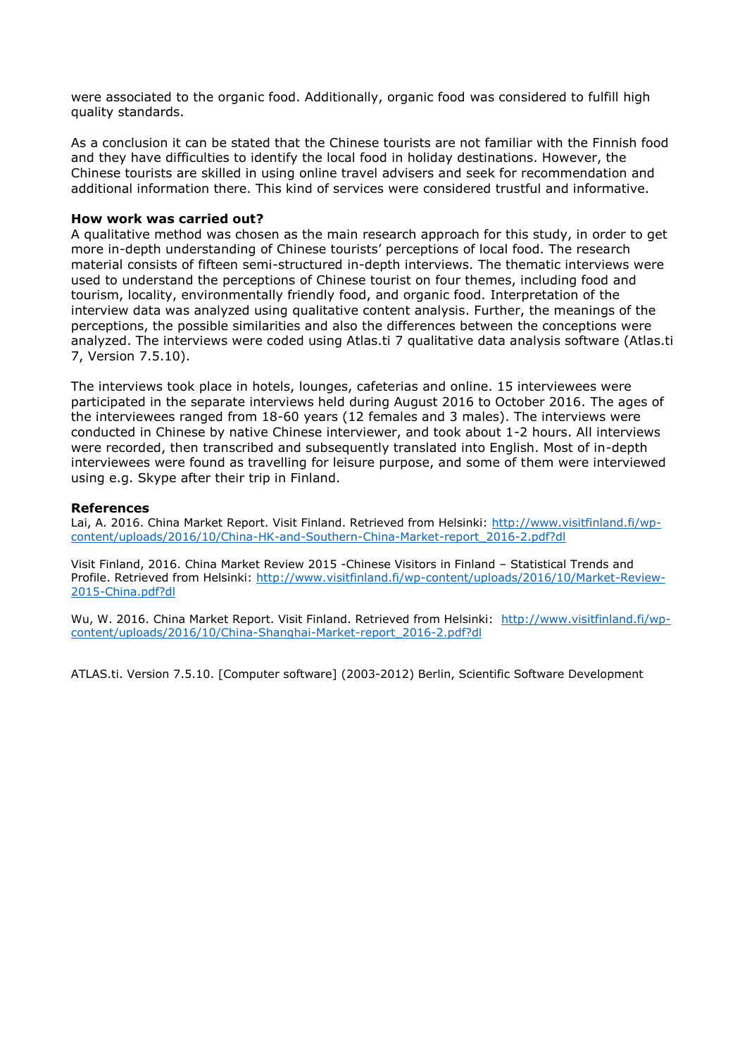were associated to the organic food. Additionally, organic food was considered to fulfill high quality standards.

As a conclusion it can be stated that the Chinese tourists are not familiar with the Finnish food and they have difficulties to identify the local food in holiday destinations. However, the Chinese tourists are skilled in using online travel advisers and seek for recommendation and additional information there. This kind of services were considered trustful and informative.

**How work was carried out?**

A qualitative method was chosen as the main research approach for this study, in order to get more in-depth understanding of Chinese tourists' perceptions of local food. The research material consists of fifteen semi-structured in-depth interviews. The thematic interviews were used to understand the perceptions of Chinese tourist on four themes, including food and tourism, locality, environmentally friendly food, and organic food. Interpretation of the interview data was analyzed using qualitative content analysis. Further, the meanings of the perceptions, the possible similarities and also the differences between the conceptions were analyzed. The interviews were coded using Atlas.ti 7 qualitative data analysis software (Atlas.ti 7, Version 7.5.10).

The interviews took place in hotels, lounges, cafeterias and online. 15 interviewees were participated in the separate interviews held during August 2016 to October 2016. The ages of the interviewees ranged from 18-60 years (12 females and 3 males). The interviews were conducted in Chinese by native Chinese interviewer, and took about 1-2 hours. All interviews were recorded, then transcribed and subsequently translated into English. Most of in-depth interviewees were found as travelling for leisure purpose, and some of them were interviewed using e.g. Skype after their trip in Finland.

**References**

Lai, A. 2016. China Market Report. Visit Finland. Retrieved from Helsinki: http://www.visitfinland.fi/wp-content/uploads/2016/10/China-HK-and-Southern-China-Market-report_2016-2.pdf?dl

Visit Finland, 2016. China Market Review 2015 -Chinese Visitors in Finland – Statistical Trends and Profile. Retrieved from Helsinki: http://www.visitfinland.fi/wp-content/uploads/2016/10/Market-Review-2015-China.pdf?dl

Wu, W. 2016. China Market Report. Visit Finland. Retrieved from Helsinki: http://www.visitfinland.fi/wp-content/uploads/2016/10/China-Shanghai-Market-report_2016-2.pdf?dl

ATLAS.ti. Version 7.5.10. [Computer software] (2003-2012) Berlin, Scientific Software Development